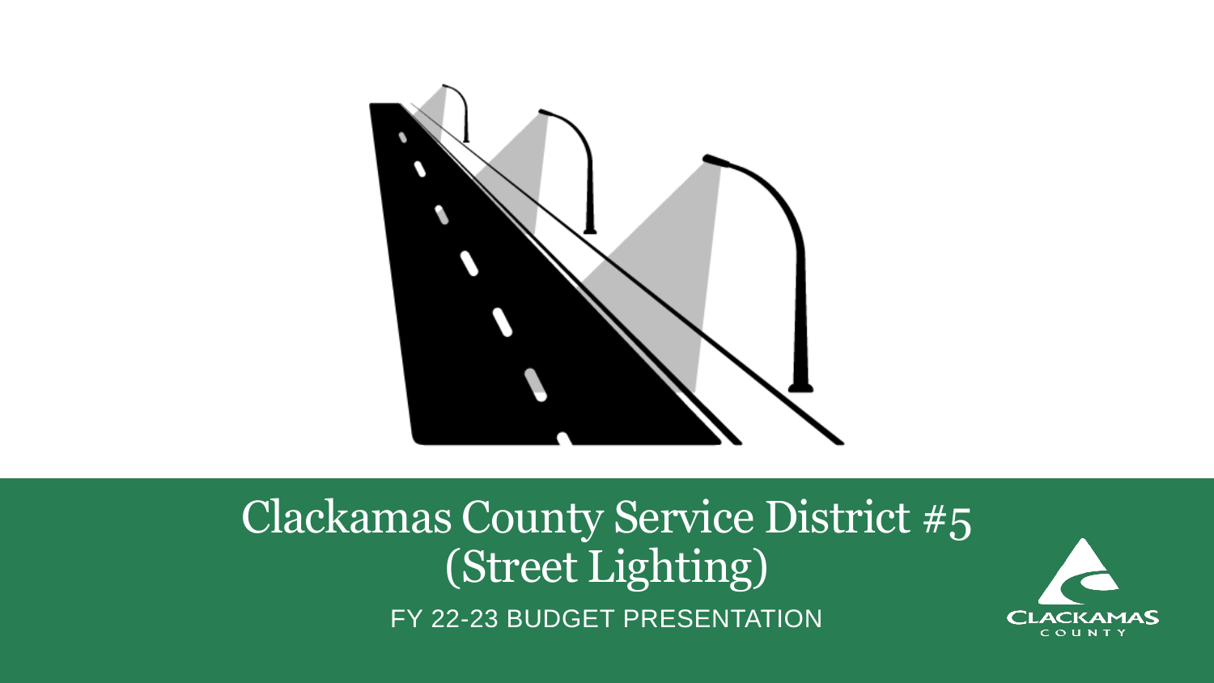# Clackamas County Service District #5 (Street Lighting)

FY 22-23 BUDGET PRESENTATION

CLACKAMAS COUNTY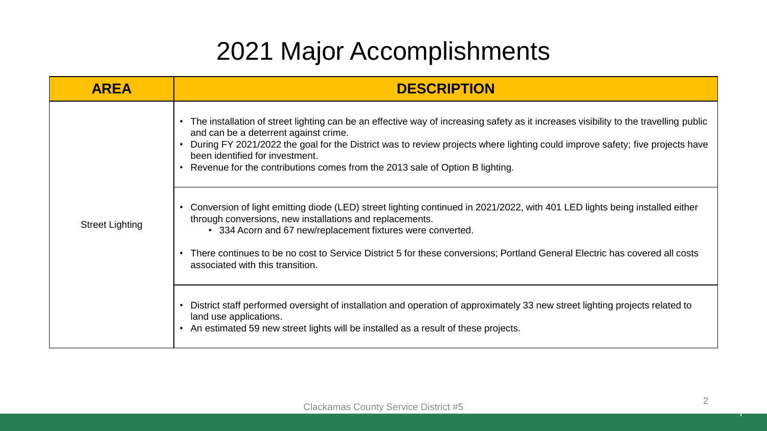# 2021 Major Accomplishments

| AREA | DESCRIPTION |
|---|---|
| Street Lighting | • The installation of street lighting can be an effective way of increasing safety as it increases visibility to the travelling public and can be a deterrent against crime.<br>• During FY 2021/2022 the goal for the District was to review projects where lighting could improve safety; five projects have been identified for investment.<br>• Revenue for the contributions comes from the 2013 sale of Option B lighting. |
| | • Conversion of light emitting diode (LED) street lighting continued in 2021/2022, with 401 LED lights being installed either through conversions, new installations and replacements.<br>  • 334 Acorn and 67 new/replacement fixtures were converted.<br>• There continues to be no cost to Service District 5 for these conversions; Portland General Electric has covered all costs associated with this transition. |
| | • District staff performed oversight of installation and operation of approximately 33 new street lighting projects related to land use applications.<br>• An estimated 59 new street lights will be installed as a result of these projects. |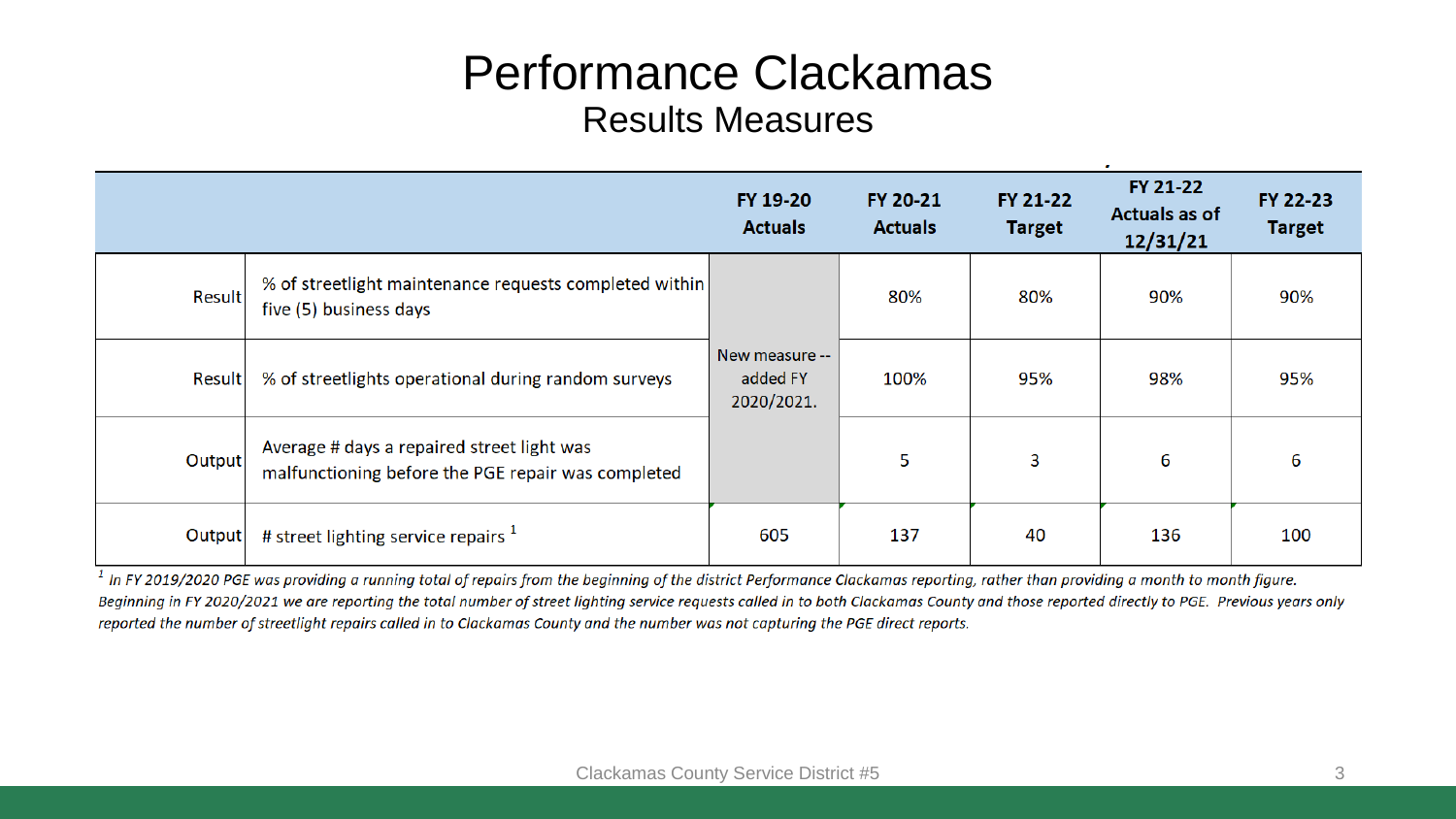# Performance Clackamas

## Results Measures

| | | FY 19-20 Actuals | FY 20-21 Actuals | FY 21-22 Target | FY 21-22 Actuals as of 12/31/21 | FY 22-23 Target |
|---|---|---|---|---|---|---|
| Result | % of streetlight maintenance requests completed within five (5) business days | New measure -- added FY 2020/2021. | 80% | 80% | 90% | 90% |
| Result | % of streetlights operational during random surveys | | 100% | 95% | 98% | 95% |
| Output | Average # days a repaired street light was malfunctioning before the PGE repair was completed | | 5 | 3 | 6 | 6 |
| Output | # street lighting service repairs [1] | 605 | 137 | 40 | 136 | 100 |

[1] *In FY 2019/2020 PGE was providing a running total of repairs from the beginning of the district Performance Clackamas reporting, rather than providing a month to month figure. Beginning in FY 2020/2021 we are reporting the total number of street lighting service requests called in to both Clackamas County and those reported directly to PGE. Previous years only reported the number of streetlight repairs called in to Clackamas County and the number was not capturing the PGE direct reports.*

Clackamas County Service District #5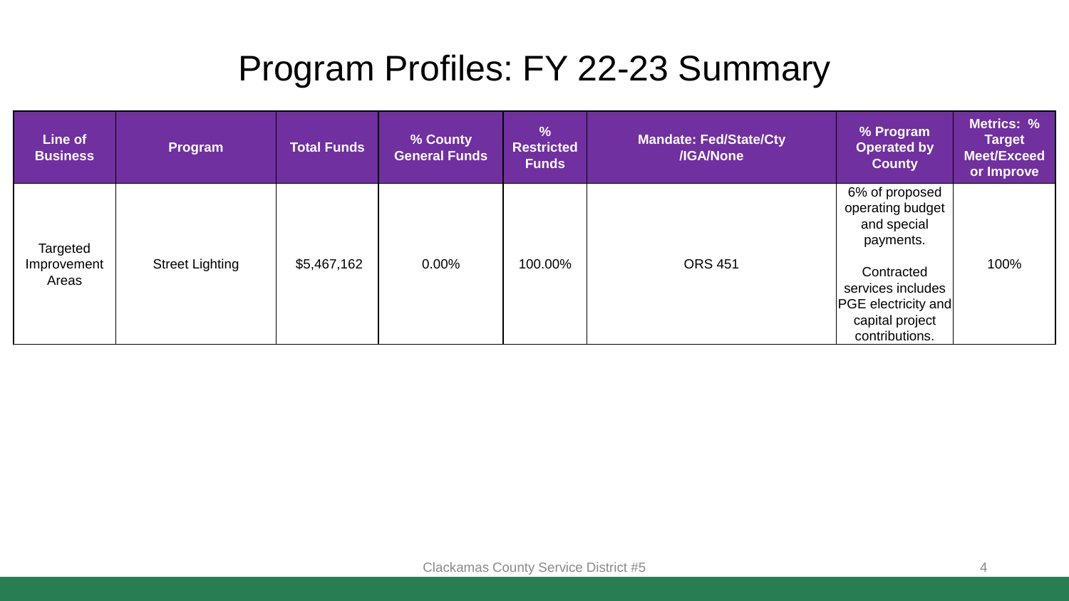# Program Profiles: FY 22-23 Summary

| Line of Business | Program | Total Funds | % County General Funds | % Restricted Funds | Mandate: Fed/State/Cty /IGA/None | % Program Operated by County | Metrics: % Target Meet/Exceed or Improve |
|---|---|---|---|---|---|---|---|
| Targeted Improvement Areas | Street Lighting | $5,467,162 | 0.00% | 100.00% | ORS 451 | 6% of proposed operating budget and special payments. Contracted services includes PGE electricity and capital project contributions. | 100% |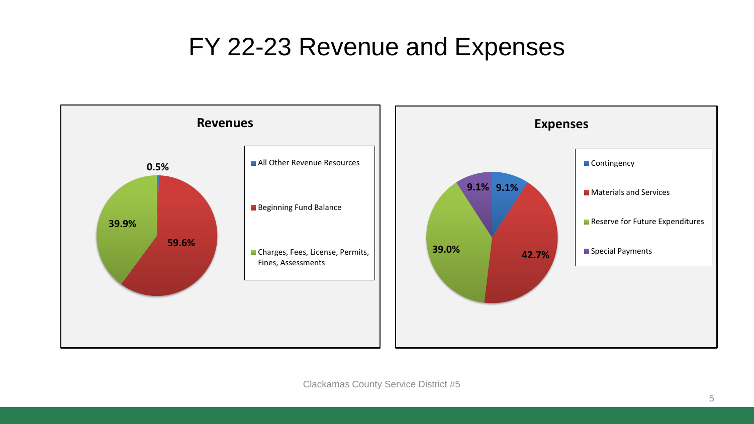# FY 22-23 Revenue and Expenses

## Revenues

| Category | Percentage |
| --- | --- |
| All Other Revenue Resources | 0.5% |
| Beginning Fund Balance | 59.6% |
| Charges, Fees, License, Permits, Fines, Assessments | 39.9% |

## Expenses

| Category | Percentage |
| --- | --- |
| Contingency | 9.1% |
| Materials and Services | 42.7% |
| Reserve for Future Expenditures | 39.0% |
| Special Payments | 9.1% |

Clackamas County Service District #5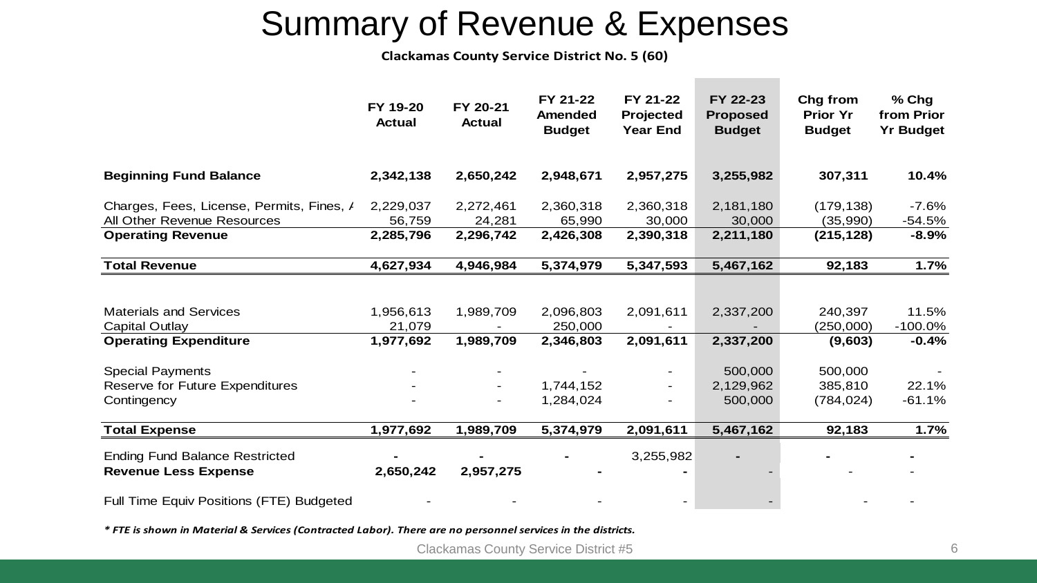# Summary of Revenue & Expenses

**Clackamas County Service District No. 5 (60)**

| | FY 19-20 Actual | FY 20-21 Actual | FY 21-22 Amended Budget | FY 21-22 Projected Year End | FY 22-23 Proposed Budget | Chg from Prior Yr Budget | % Chg from Prior Yr Budget |
|---|---|---|---|---|---|---|---|
| **Beginning Fund Balance** | **2,342,138** | **2,650,242** | **2,948,671** | **2,957,275** | **3,255,982** | **307,311** | **10.4%** |
| Charges, Fees, License, Permits, Fines, A | 2,229,037 | 2,272,461 | 2,360,318 | 2,360,318 | 2,181,180 | (179,138) | -7.6% |
| All Other Revenue Resources | 56,759 | 24,281 | 65,990 | 30,000 | 30,000 | (35,990) | -54.5% |
| **Operating Revenue** | **2,285,796** | **2,296,742** | **2,426,308** | **2,390,318** | **2,211,180** | **(215,128)** | **-8.9%** |
| **Total Revenue** | **4,627,934** | **4,946,984** | **5,374,979** | **5,347,593** | **5,467,162** | **92,183** | **1.7%** |
| Materials and Services | 1,956,613 | 1,989,709 | 2,096,803 | 2,091,611 | 2,337,200 | 240,397 | 11.5% |
| Capital Outlay | 21,079 | - | 250,000 | - | - | (250,000) | -100.0% |
| **Operating Expenditure** | **1,977,692** | **1,989,709** | **2,346,803** | **2,091,611** | **2,337,200** | **(9,603)** | **-0.4%** |
| Special Payments | - | - | - | - | 500,000 | 500,000 | - |
| Reserve for Future Expenditures | - | - | 1,744,152 | - | 2,129,962 | 385,810 | 22.1% |
| Contingency | - | - | 1,284,024 | - | 500,000 | (784,024) | -61.1% |
| **Total Expense** | **1,977,692** | **1,989,709** | **5,374,979** | **2,091,611** | **5,467,162** | **92,183** | **1.7%** |
| Ending Fund Balance Restricted | - | - | - | 3,255,982 | - | - | - |
| **Revenue Less Expense** | **2,650,242** | **2,957,275** | - | - | - | - | - |
| Full Time Equiv Positions (FTE) Budgeted | - | - | - | - | - | - | - |

***\* FTE is shown in Material & Services (Contracted Labor). There are no personnel services in the districts.***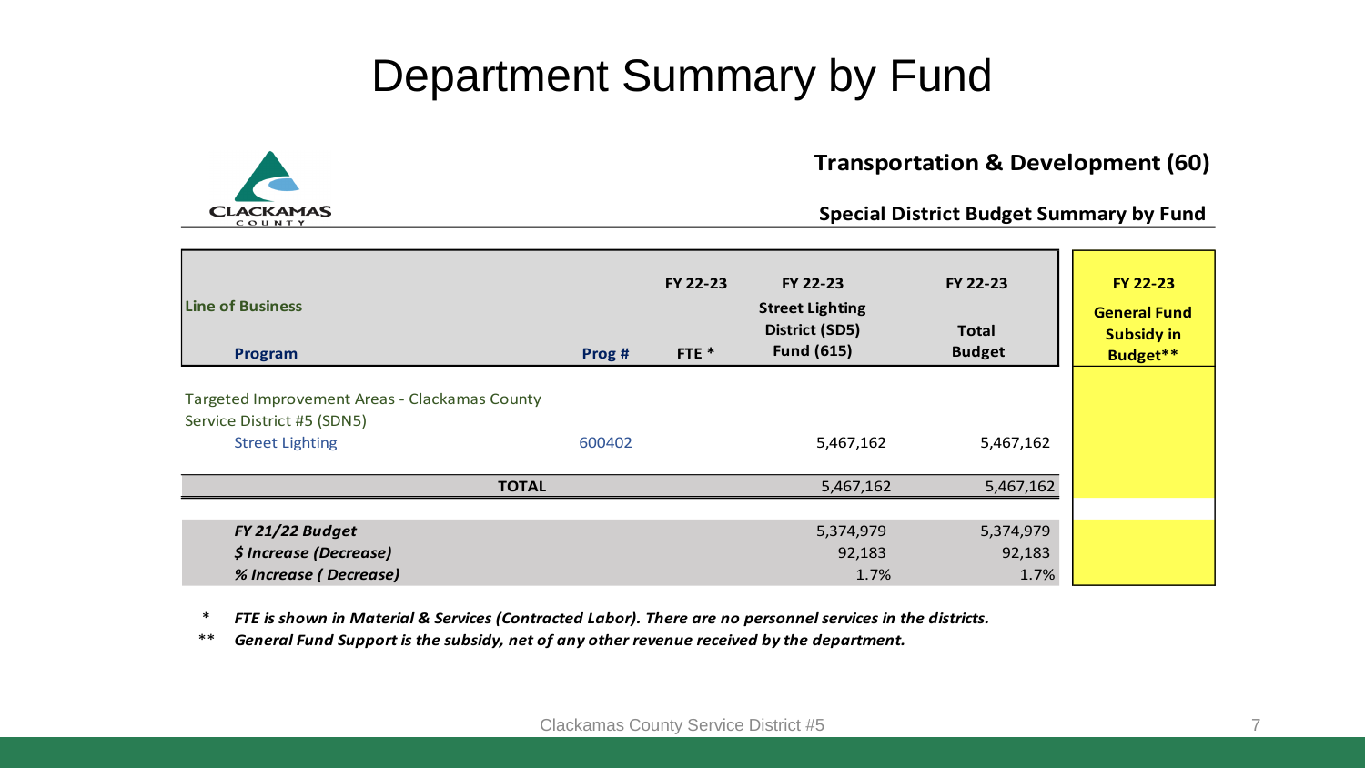# Department Summary by Fund

**Transportation & Development (60)**

**Special District Budget Summary by Fund**

| Line of Business / Program | Prog # | FY 22-23 FTE * | FY 22-23 Street Lighting District (SD5) Fund (615) | FY 22-23 Total Budget | FY 22-23 General Fund Subsidy in Budget** |
|---|---|---|---|---|---|
| Targeted Improvement Areas - Clackamas County Service District #5 (SDN5) | | | | | |
| Street Lighting | 600402 | | 5,467,162 | 5,467,162 | |
| **TOTAL** | | | 5,467,162 | 5,467,162 | |
| *FY 21/22 Budget* | | | 5,374,979 | 5,374,979 | |
| *$ Increase (Decrease)* | | | 92,183 | 92,183 | |
| *% Increase ( Decrease)* | | | 1.7% | 1.7% | |

\* *FTE is shown in Material & Services (Contracted Labor). There are no personnel services in the districts.*

\*\* *General Fund Support is the subsidy, net of any other revenue received by the department.*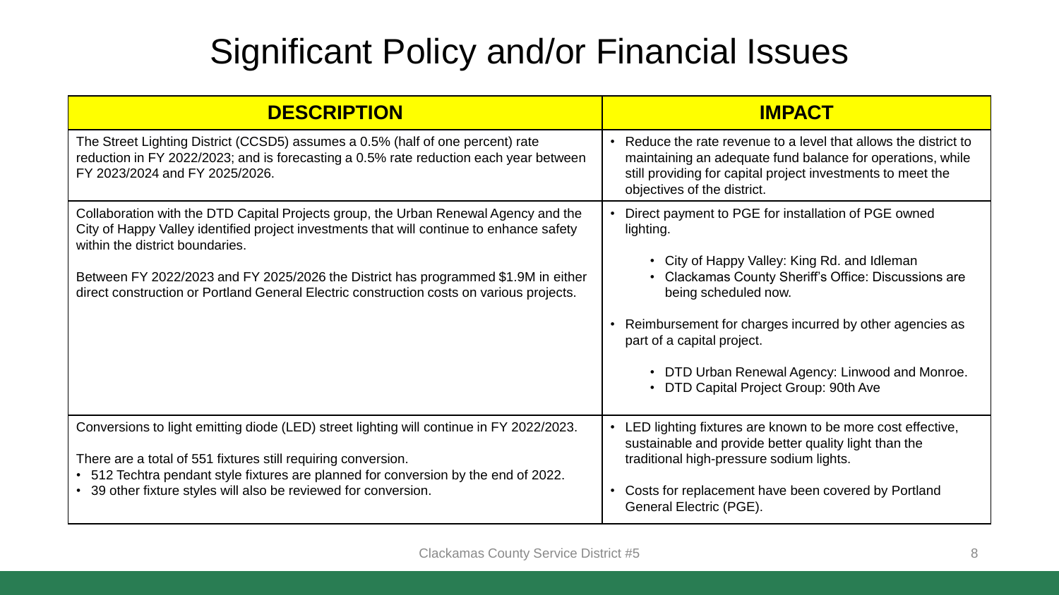# Significant Policy and/or Financial Issues

| DESCRIPTION | IMPACT |
| --- | --- |
| The Street Lighting District (CCSD5) assumes a 0.5% (half of one percent) rate reduction in FY 2022/2023; and is forecasting a 0.5% rate reduction each year between FY 2023/2024 and FY 2025/2026. | • Reduce the rate revenue to a level that allows the district to maintaining an adequate fund balance for operations, while still providing for capital project investments to meet the objectives of the district. |
| Collaboration with the DTD Capital Projects group, the Urban Renewal Agency and the City of Happy Valley identified project investments that will continue to enhance safety within the district boundaries.<br><br>Between FY 2022/2023 and FY 2025/2026 the District has programmed $1.9M in either direct construction or Portland General Electric construction costs on various projects. | • Direct payment to PGE for installation of PGE owned lighting.<br>  • City of Happy Valley: King Rd. and Idleman<br>  • Clackamas County Sheriff's Office: Discussions are being scheduled now.<br><br>• Reimbursement for charges incurred by other agencies as part of a capital project.<br>  • DTD Urban Renewal Agency: Linwood and Monroe.<br>  • DTD Capital Project Group: 90th Ave |
| Conversions to light emitting diode (LED) street lighting will continue in FY 2022/2023.<br><br>There are a total of 551 fixtures still requiring conversion.<br>• 512 Techtra pendant style fixtures are planned for conversion by the end of 2022.<br>• 39 other fixture styles will also be reviewed for conversion. | • LED lighting fixtures are known to be more cost effective, sustainable and provide better quality light than the traditional high-pressure sodium lights.<br><br>• Costs for replacement have been covered by Portland General Electric (PGE). |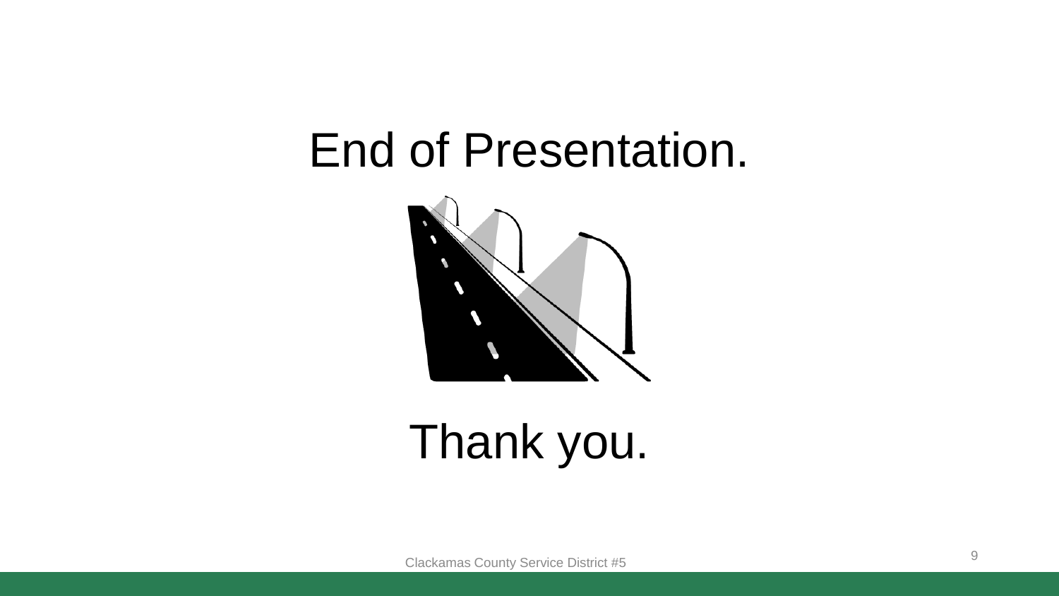# End of Presentation.

Thank you.